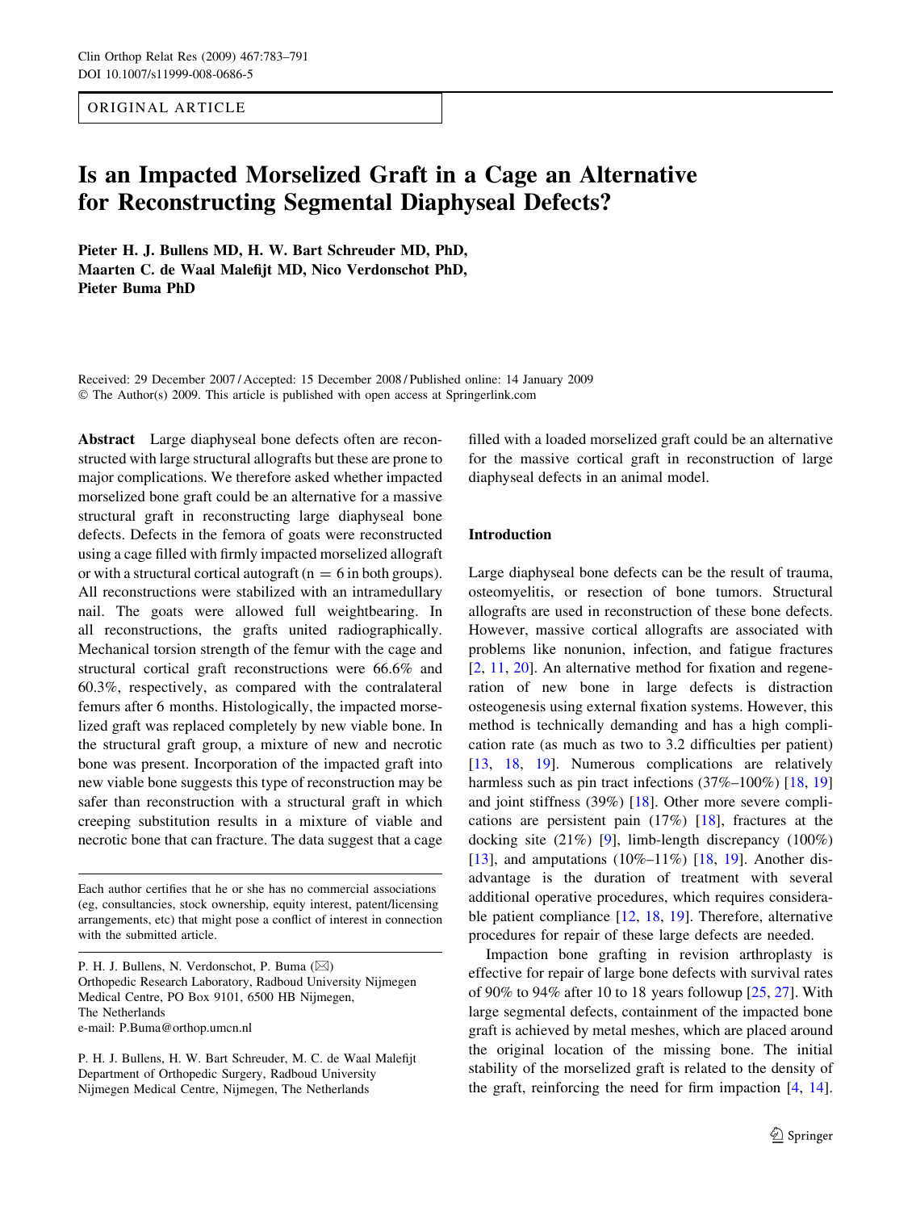ORIGINAL ARTICLE

# Is an Impacted Morselized Graft in a Cage an Alternative for Reconstructing Segmental Diaphyseal Defects?

**Pieter H. J. Bullens MD, H. W. Bart Schreuder MD, PhD, Maarten C. de Waal Malefijt MD, Nico Verdonschot PhD, Pieter Buma PhD**

Received: 29 December 2007 / Accepted: 15 December 2008 / Published online: 14 January 2009
© The Author(s) 2009. This article is published with open access at Springerlink.com

**Abstract** Large diaphyseal bone defects often are reconstructed with large structural allografts but these are prone to major complications. We therefore asked whether impacted morselized bone graft could be an alternative for a massive structural graft in reconstructing large diaphyseal bone defects. Defects in the femora of goats were reconstructed using a cage filled with firmly impacted morselized allograft or with a structural cortical autograft ($n = 6$ in both groups). All reconstructions were stabilized with an intramedullary nail. The goats were allowed full weightbearing. In all reconstructions, the grafts united radiographically. Mechanical torsion strength of the femur with the cage and structural cortical graft reconstructions were 66.6% and 60.3%, respectively, as compared with the contralateral femurs after 6 months. Histologically, the impacted morselized graft was replaced completely by new viable bone. In the structural graft group, a mixture of new and necrotic bone was present. Incorporation of the impacted graft into new viable bone suggests this type of reconstruction may be safer than reconstruction with a structural graft in which creeping substitution results in a mixture of viable and necrotic bone that can fracture. The data suggest that a cage filled with a loaded morselized graft could be an alternative for the massive cortical graft in reconstruction of large diaphyseal defects in an animal model.

Each author certifies that he or she has no commercial associations (eg, consultancies, stock ownership, equity interest, patent/licensing arrangements, etc) that might pose a conflict of interest in connection with the submitted article.

P. H. J. Bullens, N. Verdonschot, P. Buma (✉)
Orthopedic Research Laboratory, Radboud University Nijmegen Medical Centre, PO Box 9101, 6500 HB Nijmegen, The Netherlands
e-mail: P.Buma@orthop.umcn.nl

P. H. J. Bullens, H. W. Bart Schreuder, M. C. de Waal Malefijt
Department of Orthopedic Surgery, Radboud University Nijmegen Medical Centre, Nijmegen, The Netherlands

## Introduction

Large diaphyseal bone defects can be the result of trauma, osteomyelitis, or resection of bone tumors. Structural allografts are used in reconstruction of these bone defects. However, massive cortical allografts are associated with problems like nonunion, infection, and fatigue fractures [2, 11, 20]. An alternative method for fixation and regeneration of new bone in large defects is distraction osteogenesis using external fixation systems. However, this method is technically demanding and has a high complication rate (as much as two to 3.2 difficulties per patient) [13, 18, 19]. Numerous complications are relatively harmless such as pin tract infections (37%–100%) [18, 19] and joint stiffness (39%) [18]. Other more severe complications are persistent pain (17%) [18], fractures at the docking site (21%) [9], limb-length discrepancy (100%) [13], and amputations (10%–11%) [18, 19]. Another disadvantage is the duration of treatment with several additional operative procedures, which requires considerable patient compliance [12, 18, 19]. Therefore, alternative procedures for repair of these large defects are needed.

Impaction bone grafting in revision arthroplasty is effective for repair of large bone defects with survival rates of 90% to 94% after 10 to 18 years followup [25, 27]. With large segmental defects, containment of the impacted bone graft is achieved by metal meshes, which are placed around the original location of the missing bone. The initial stability of the morselized graft is related to the density of the graft, reinforcing the need for firm impaction [4, 14].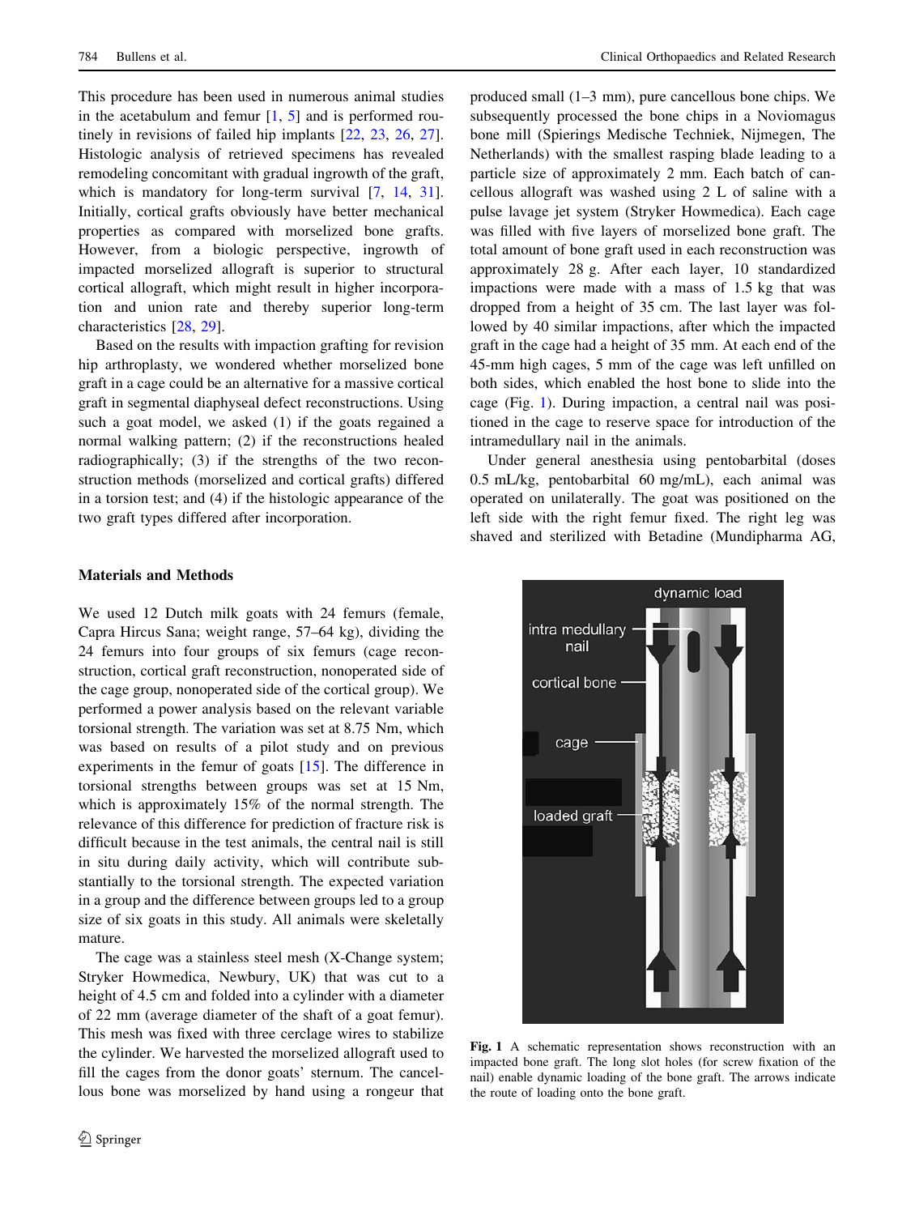This procedure has been used in numerous animal studies in the acetabulum and femur [1, 5] and is performed routinely in revisions of failed hip implants [22, 23, 26, 27]. Histologic analysis of retrieved specimens has revealed remodeling concomitant with gradual ingrowth of the graft, which is mandatory for long-term survival [7, 14, 31]. Initially, cortical grafts obviously have better mechanical properties as compared with morselized bone grafts. However, from a biologic perspective, ingrowth of impacted morselized allograft is superior to structural cortical allograft, which might result in higher incorporation and union rate and thereby superior long-term characteristics [28, 29].

Based on the results with impaction grafting for revision hip arthroplasty, we wondered whether morselized bone graft in a cage could be an alternative for a massive cortical graft in segmental diaphyseal defect reconstructions. Using such a goat model, we asked (1) if the goats regained a normal walking pattern; (2) if the reconstructions healed radiographically; (3) if the strengths of the two reconstruction methods (morselized and cortical grafts) differed in a torsion test; and (4) if the histologic appearance of the two graft types differed after incorporation.

## Materials and Methods

We used 12 Dutch milk goats with 24 femurs (female, Capra Hircus Sana; weight range, 57–64 kg), dividing the 24 femurs into four groups of six femurs (cage reconstruction, cortical graft reconstruction, nonoperated side of the cage group, nonoperated side of the cortical group). We performed a power analysis based on the relevant variable torsional strength. The variation was set at 8.75 Nm, which was based on results of a pilot study and on previous experiments in the femur of goats [15]. The difference in torsional strengths between groups was set at 15 Nm, which is approximately 15% of the normal strength. The relevance of this difference for prediction of fracture risk is difficult because in the test animals, the central nail is still in situ during daily activity, which will contribute substantially to the torsional strength. The expected variation in a group and the difference between groups led to a group size of six goats in this study. All animals were skeletally mature.

The cage was a stainless steel mesh (X-Change system; Stryker Howmedica, Newbury, UK) that was cut to a height of 4.5 cm and folded into a cylinder with a diameter of 22 mm (average diameter of the shaft of a goat femur). This mesh was fixed with three cerclage wires to stabilize the cylinder. We harvested the morselized allograft used to fill the cages from the donor goats' sternum. The cancellous bone was morselized by hand using a rongeur that produced small (1–3 mm), pure cancellous bone chips. We subsequently processed the bone chips in a Noviomagus bone mill (Spierings Medische Techniek, Nijmegen, The Netherlands) with the smallest rasping blade leading to a particle size of approximately 2 mm. Each batch of cancellous allograft was washed using 2 L of saline with a pulse lavage jet system (Stryker Howmedica). Each cage was filled with five layers of morselized bone graft. The total amount of bone graft used in each reconstruction was approximately 28 g. After each layer, 10 standardized impactions were made with a mass of 1.5 kg that was dropped from a height of 35 cm. The last layer was followed by 40 similar impactions, after which the impacted graft in the cage had a height of 35 mm. At each end of the 45-mm high cages, 5 mm of the cage was left unfilled on both sides, which enabled the host bone to slide into the cage (Fig. 1). During impaction, a central nail was positioned in the cage to reserve space for introduction of the intramedullary nail in the animals.

Under general anesthesia using pentobarbital (doses 0.5 mL/kg, pentobarbital 60 mg/mL), each animal was operated on unilaterally. The goat was positioned on the left side with the right femur fixed. The right leg was shaved and sterilized with Betadine (Mundipharma AG,

**Fig. 1** A schematic representation shows reconstruction with an impacted bone graft. The long slot holes (for screw fixation of the nail) enable dynamic loading of the bone graft. The arrows indicate the route of loading onto the bone graft.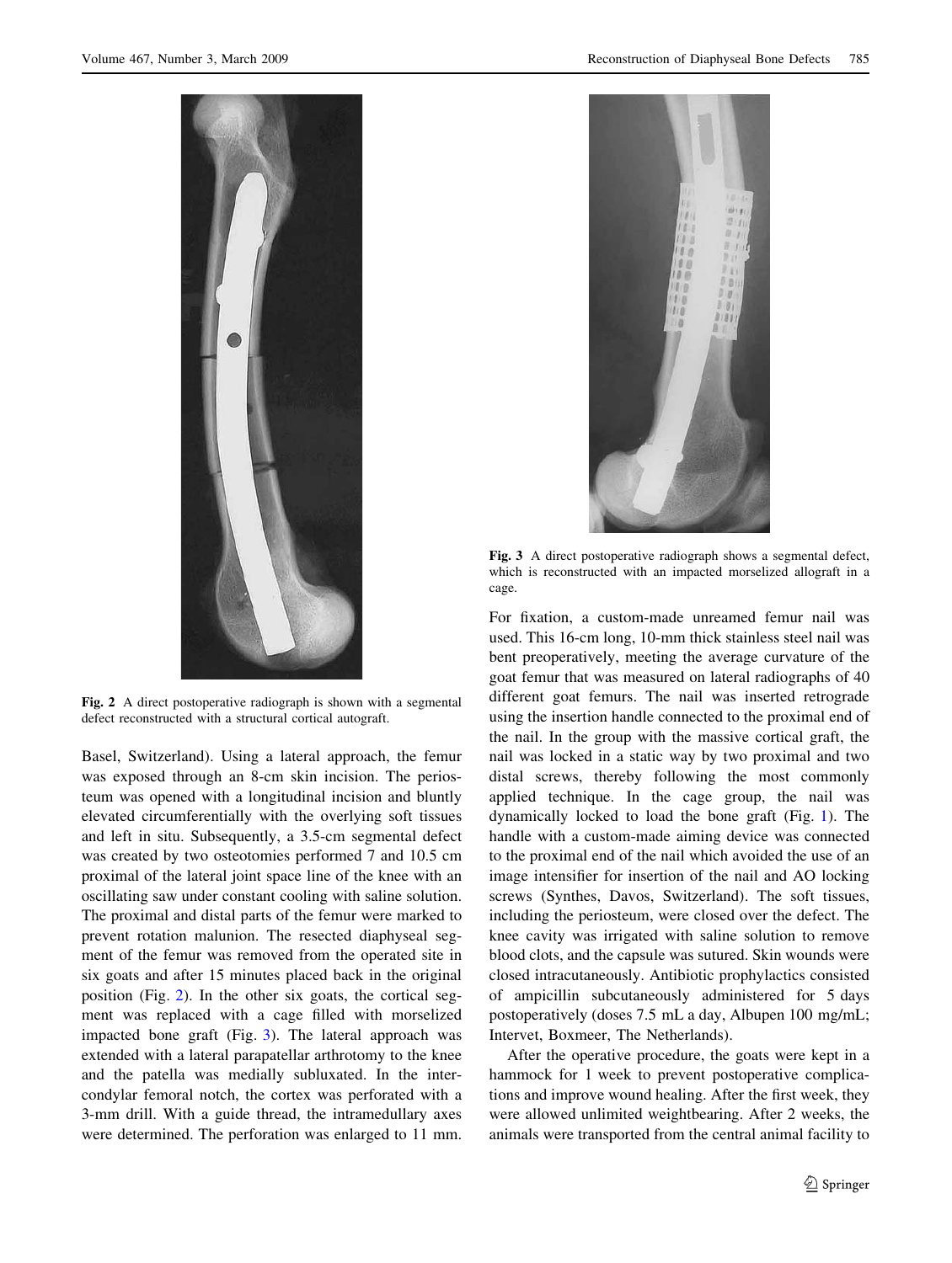Fig. 2 A direct postoperative radiograph is shown with a segmental defect reconstructed with a structural cortical autograft.

Fig. 3 A direct postoperative radiograph shows a segmental defect, which is reconstructed with an impacted morselized allograft in a cage.

Basel, Switzerland). Using a lateral approach, the femur was exposed through an 8-cm skin incision. The periosteum was opened with a longitudinal incision and bluntly elevated circumferentially with the overlying soft tissues and left in situ. Subsequently, a 3.5-cm segmental defect was created by two osteotomies performed 7 and 10.5 cm proximal of the lateral joint space line of the knee with an oscillating saw under constant cooling with saline solution. The proximal and distal parts of the femur were marked to prevent rotation malunion. The resected diaphyseal segment of the femur was removed from the operated site in six goats and after 15 minutes placed back in the original position (Fig. 2). In the other six goats, the cortical segment was replaced with a cage filled with morselized impacted bone graft (Fig. 3). The lateral approach was extended with a lateral parapatellar arthrotomy to the knee and the patella was medially subluxated. In the intercondylar femoral notch, the cortex was perforated with a 3-mm drill. With a guide thread, the intramedullary axes were determined. The perforation was enlarged to 11 mm. For fixation, a custom-made unreamed femur nail was used. This 16-cm long, 10-mm thick stainless steel nail was bent preoperatively, meeting the average curvature of the goat femur that was measured on lateral radiographs of 40 different goat femurs. The nail was inserted retrograde using the insertion handle connected to the proximal end of the nail. In the group with the massive cortical graft, the nail was locked in a static way by two proximal and two distal screws, thereby following the most commonly applied technique. In the cage group, the nail was dynamically locked to load the bone graft (Fig. 1). The handle with a custom-made aiming device was connected to the proximal end of the nail which avoided the use of an image intensifier for insertion of the nail and AO locking screws (Synthes, Davos, Switzerland). The soft tissues, including the periosteum, were closed over the defect. The knee cavity was irrigated with saline solution to remove blood clots, and the capsule was sutured. Skin wounds were closed intracutaneously. Antibiotic prophylactics consisted of ampicillin subcutaneously administered for 5 days postoperatively (doses 7.5 mL a day, Albupen 100 mg/mL; Intervet, Boxmeer, The Netherlands).

After the operative procedure, the goats were kept in a hammock for 1 week to prevent postoperative complications and improve wound healing. After the first week, they were allowed unlimited weightbearing. After 2 weeks, the animals were transported from the central animal facility to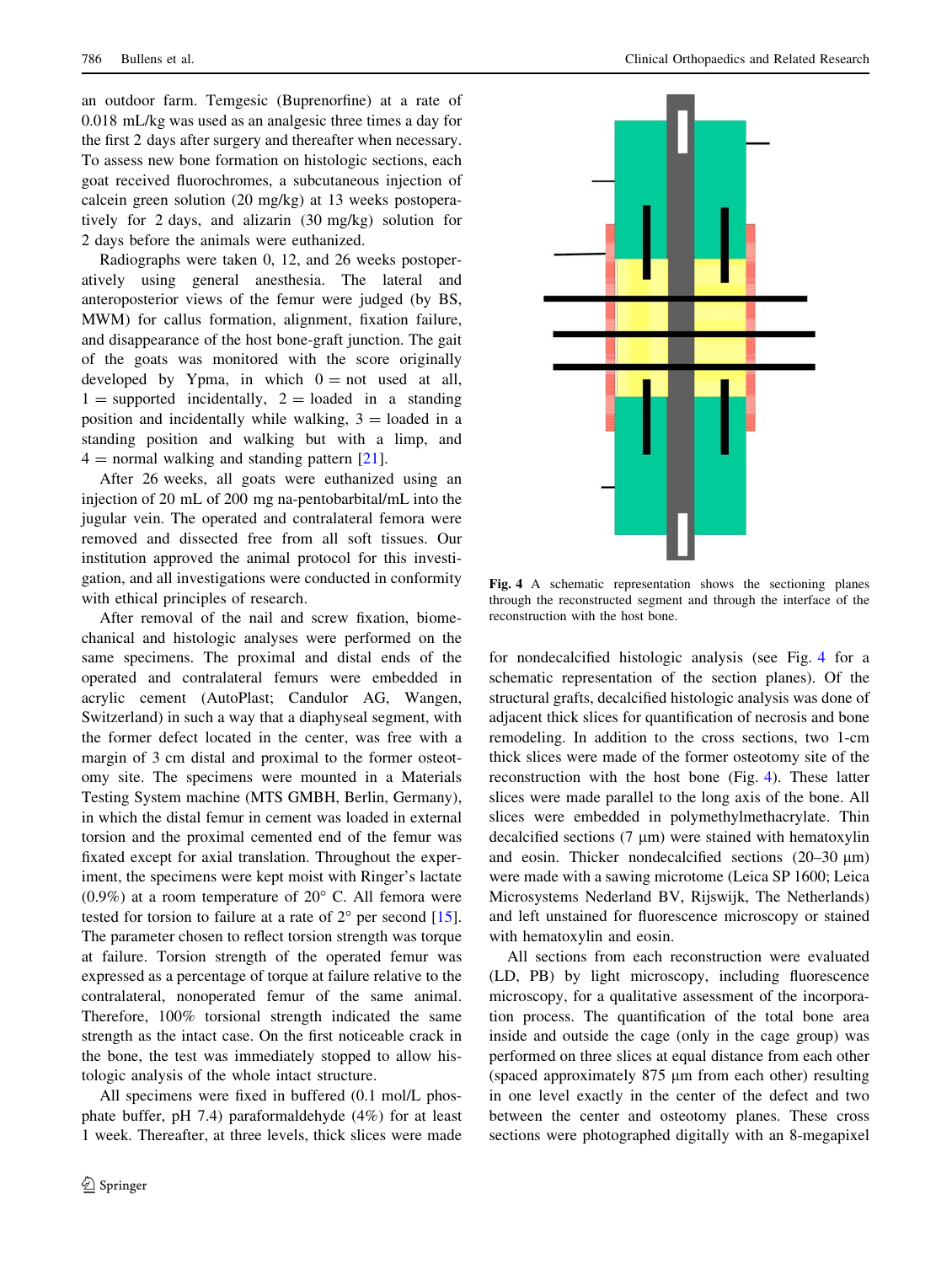an outdoor farm. Temgesic (Buprenorfine) at a rate of 0.018 mL/kg was used as an analgesic three times a day for the first 2 days after surgery and thereafter when necessary. To assess new bone formation on histologic sections, each goat received fluorochromes, a subcutaneous injection of calcein green solution (20 mg/kg) at 13 weeks postoperatively for 2 days, and alizarin (30 mg/kg) solution for 2 days before the animals were euthanized.

Radiographs were taken 0, 12, and 26 weeks postoperatively using general anesthesia. The lateral and anteroposterior views of the femur were judged (by BS, MWM) for callus formation, alignment, fixation failure, and disappearance of the host bone-graft junction. The gait of the goats was monitored with the score originally developed by Ypma, in which 0 = not used at all, 1 = supported incidentally, 2 = loaded in a standing position and incidentally while walking, 3 = loaded in a standing position and walking but with a limp, and 4 = normal walking and standing pattern [21].

After 26 weeks, all goats were euthanized using an injection of 20 mL of 200 mg na-pentobarbital/mL into the jugular vein. The operated and contralateral femora were removed and dissected free from all soft tissues. Our institution approved the animal protocol for this investigation, and all investigations were conducted in conformity with ethical principles of research.

After removal of the nail and screw fixation, biomechanical and histologic analyses were performed on the same specimens. The proximal and distal ends of the operated and contralateral femurs were embedded in acrylic cement (AutoPlast; Candulor AG, Wangen, Switzerland) in such a way that a diaphyseal segment, with the former defect located in the center, was free with a margin of 3 cm distal and proximal to the former osteotomy site. The specimens were mounted in a Materials Testing System machine (MTS GMBH, Berlin, Germany), in which the distal femur in cement was loaded in external torsion and the proximal cemented end of the femur was fixated except for axial translation. Throughout the experiment, the specimens were kept moist with Ringer's lactate (0.9%) at a room temperature of 20° C. All femora were tested for torsion to failure at a rate of 2° per second [15]. The parameter chosen to reflect torsion strength was torque at failure. Torsion strength of the operated femur was expressed as a percentage of torque at failure relative to the contralateral, nonoperated femur of the same animal. Therefore, 100% torsional strength indicated the same strength as the intact case. On the first noticeable crack in the bone, the test was immediately stopped to allow histologic analysis of the whole intact structure.

All specimens were fixed in buffered (0.1 mol/L phosphate buffer, pH 7.4) paraformaldehyde (4%) for at least 1 week. Thereafter, at three levels, thick slices were made for nondecalcified histologic analysis (see Fig. 4 for a schematic representation of the section planes). Of the structural grafts, decalcified histologic analysis was done of adjacent thick slices for quantification of necrosis and bone remodeling. In addition to the cross sections, two 1-cm thick slices were made of the former osteotomy site of the reconstruction with the host bone (Fig. 4). These latter slices were made parallel to the long axis of the bone. All slices were embedded in polymethylmethacrylate. Thin decalcified sections (7 μm) were stained with hematoxylin and eosin. Thicker nondecalcified sections (20–30 μm) were made with a sawing microtome (Leica SP 1600; Leica Microsystems Nederland BV, Rijswijk, The Netherlands) and left unstained for fluorescence microscopy or stained with hematoxylin and eosin.

**Fig. 4** A schematic representation shows the sectioning planes through the reconstructed segment and through the interface of the reconstruction with the host bone.

All sections from each reconstruction were evaluated (LD, PB) by light microscopy, including fluorescence microscopy, for a qualitative assessment of the incorporation process. The quantification of the total bone area inside and outside the cage (only in the cage group) was performed on three slices at equal distance from each other (spaced approximately 875 μm from each other) resulting in one level exactly in the center of the defect and two between the center and osteotomy planes. These cross sections were photographed digitally with an 8-megapixel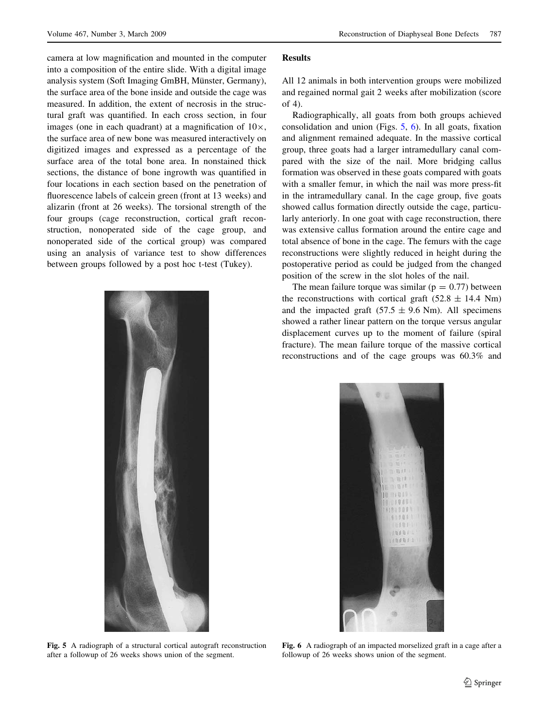camera at low magnification and mounted in the computer into a composition of the entire slide. With a digital image analysis system (Soft Imaging GmBH, Münster, Germany), the surface area of the bone inside and outside the cage was measured. In addition, the extent of necrosis in the structural graft was quantified. In each cross section, in four images (one in each quadrant) at a magnification of 10×, the surface area of new bone was measured interactively on digitized images and expressed as a percentage of the surface area of the total bone area. In nonstained thick sections, the distance of bone ingrowth was quantified in four locations in each section based on the penetration of fluorescence labels of calcein green (front at 13 weeks) and alizarin (front at 26 weeks). The torsional strength of the four groups (cage reconstruction, cortical graft reconstruction, nonoperated side of the cage group, and nonoperated side of the cortical group) was compared using an analysis of variance test to show differences between groups followed by a post hoc t-test (Tukey).

Fig. 5 A radiograph of a structural cortical autograft reconstruction after a followup of 26 weeks shows union of the segment.

## Results

All 12 animals in both intervention groups were mobilized and regained normal gait 2 weeks after mobilization (score of 4).

Radiographically, all goats from both groups achieved consolidation and union (Figs. 5, 6). In all goats, fixation and alignment remained adequate. In the massive cortical group, three goats had a larger intramedullary canal compared with the size of the nail. More bridging callus formation was observed in these goats compared with goats with a smaller femur, in which the nail was more press-fit in the intramedullary canal. In the cage group, five goats showed callus formation directly outside the cage, particularly anteriorly. In one goat with cage reconstruction, there was extensive callus formation around the entire cage and total absence of bone in the cage. The femurs with the cage reconstructions were slightly reduced in height during the postoperative period as could be judged from the changed position of the screw in the slot holes of the nail.

The mean failure torque was similar ($p = 0.77$) between the reconstructions with cortical graft ($52.8 \pm 14.4$ Nm) and the impacted graft ($57.5 \pm 9.6$ Nm). All specimens showed a rather linear pattern on the torque versus angular displacement curves up to the moment of failure (spiral fracture). The mean failure torque of the massive cortical reconstructions and of the cage groups was 60.3% and

Fig. 6 A radiograph of an impacted morselized graft in a cage after a followup of 26 weeks shows union of the segment.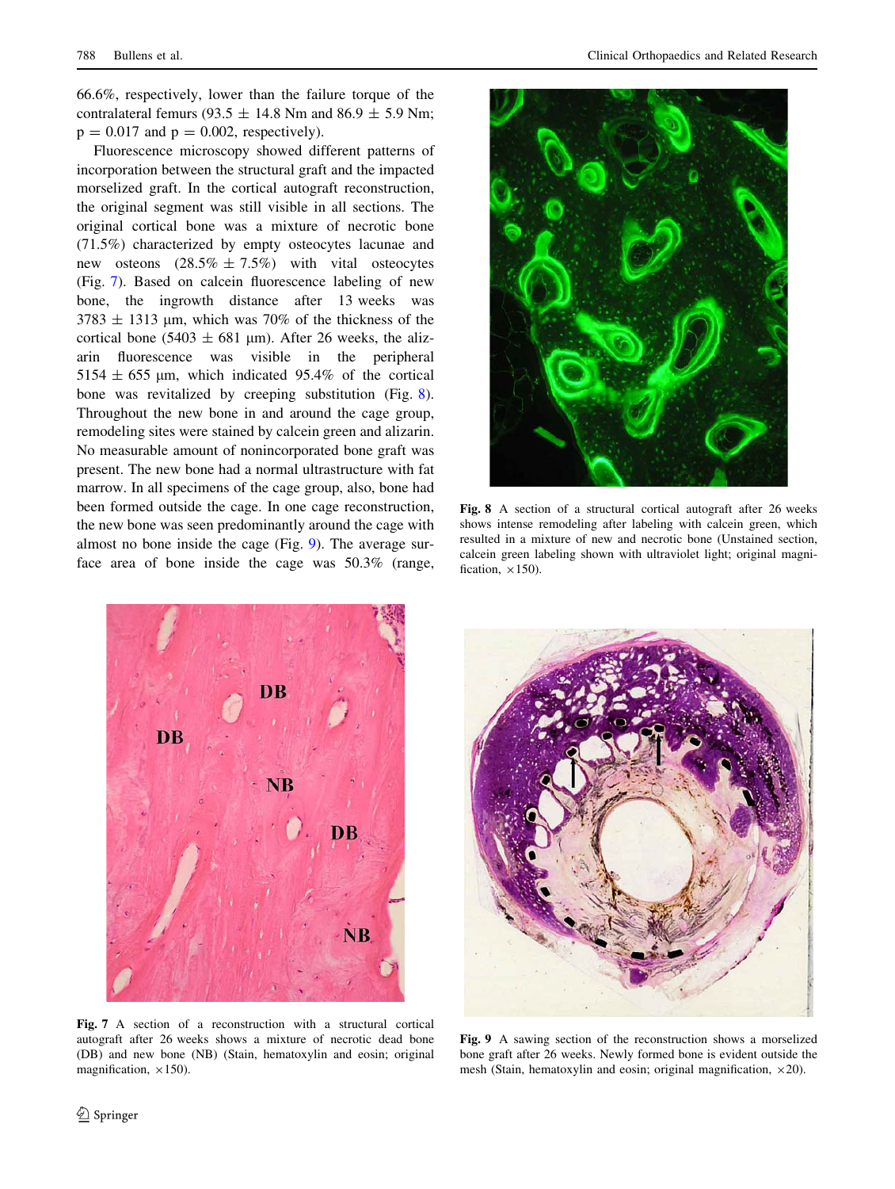66.6%, respectively, lower than the failure torque of the contralateral femurs (93.5 ± 14.8 Nm and 86.9 ± 5.9 Nm; $p = 0.017$ and $p = 0.002$, respectively).

Fluorescence microscopy showed different patterns of incorporation between the structural graft and the impacted morselized graft. In the cortical autograft reconstruction, the original segment was still visible in all sections. The original cortical bone was a mixture of necrotic bone (71.5%) characterized by empty osteocytes lacunae and new osteons (28.5% ± 7.5%) with vital osteocytes (Fig. 7). Based on calcein fluorescence labeling of new bone, the ingrowth distance after 13 weeks was 3783 ± 1313 µm, which was 70% of the thickness of the cortical bone (5403 ± 681 µm). After 26 weeks, the alizarin fluorescence was visible in the peripheral 5154 ± 655 µm, which indicated 95.4% of the cortical bone was revitalized by creeping substitution (Fig. 8). Throughout the new bone in and around the cage group, remodeling sites were stained by calcein green and alizarin. No measurable amount of nonincorporated bone graft was present. The new bone had a normal ultrastructure with fat marrow. In all specimens of the cage group, also, bone had been formed outside the cage. In one cage reconstruction, the new bone was seen predominantly around the cage with almost no bone inside the cage (Fig. 9). The average surface area of bone inside the cage was 50.3% (range,

**Fig. 8** A section of a structural cortical autograft after 26 weeks shows intense remodeling after labeling with calcein green, which resulted in a mixture of new and necrotic bone (Unstained section, calcein green labeling shown with ultraviolet light; original magnification, ×150).

**Fig. 7** A section of a reconstruction with a structural cortical autograft after 26 weeks shows a mixture of necrotic dead bone (DB) and new bone (NB) (Stain, hematoxylin and eosin; original magnification, ×150).

**Fig. 9** A sawing section of the reconstruction shows a morselized bone graft after 26 weeks. Newly formed bone is evident outside the mesh (Stain, hematoxylin and eosin; original magnification, ×20).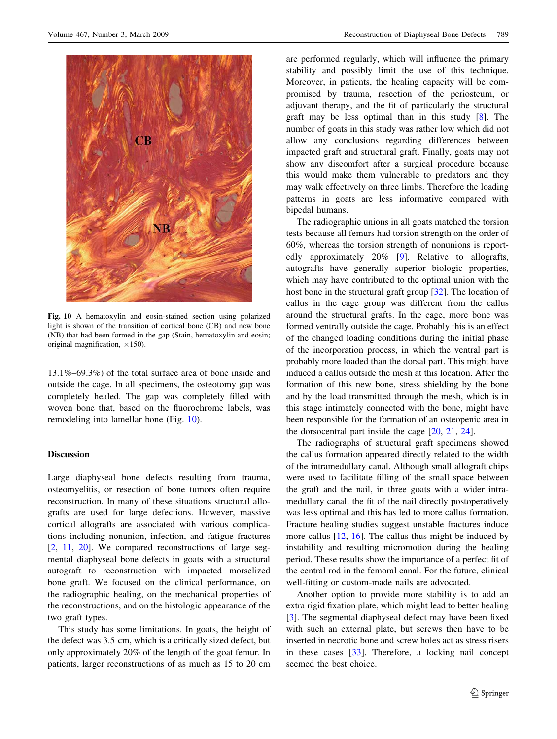Fig. 10 A hematoxylin and eosin-stained section using polarized light is shown of the transition of cortical bone (CB) and new bone (NB) that had been formed in the gap (Stain, hematoxylin and eosin; original magnification, ×150).

13.1%–69.3%) of the total surface area of bone inside and outside the cage. In all specimens, the osteotomy gap was completely healed. The gap was completely filled with woven bone that, based on the fluorochrome labels, was remodeling into lamellar bone (Fig. 10).

## Discussion

Large diaphyseal bone defects resulting from trauma, osteomyelitis, or resection of bone tumors often require reconstruction. In many of these situations structural allografts are used for large defections. However, massive cortical allografts are associated with various complications including nonunion, infection, and fatigue fractures [2, 11, 20]. We compared reconstructions of large segmental diaphyseal bone defects in goats with a structural autograft to reconstruction with impacted morselized bone graft. We focused on the clinical performance, on the radiographic healing, on the mechanical properties of the reconstructions, and on the histologic appearance of the two graft types.

This study has some limitations. In goats, the height of the defect was 3.5 cm, which is a critically sized defect, but only approximately 20% of the length of the goat femur. In patients, larger reconstructions of as much as 15 to 20 cm are performed regularly, which will influence the primary stability and possibly limit the use of this technique. Moreover, in patients, the healing capacity will be compromised by trauma, resection of the periosteum, or adjuvant therapy, and the fit of particularly the structural graft may be less optimal than in this study [8]. The number of goats in this study was rather low which did not allow any conclusions regarding differences between impacted graft and structural graft. Finally, goats may not show any discomfort after a surgical procedure because this would make them vulnerable to predators and they may walk effectively on three limbs. Therefore the loading patterns in goats are less informative compared with bipedal humans.

The radiographic unions in all goats matched the torsion tests because all femurs had torsion strength on the order of 60%, whereas the torsion strength of nonunions is reportedly approximately 20% [9]. Relative to allografts, autografts have generally superior biologic properties, which may have contributed to the optimal union with the host bone in the structural graft group [32]. The location of callus in the cage group was different from the callus around the structural grafts. In the cage, more bone was formed ventrally outside the cage. Probably this is an effect of the changed loading conditions during the initial phase of the incorporation process, in which the ventral part is probably more loaded than the dorsal part. This might have induced a callus outside the mesh at this location. After the formation of this new bone, stress shielding by the bone and by the load transmitted through the mesh, which is in this stage intimately connected with the bone, might have been responsible for the formation of an osteopenic area in the dorsocentral part inside the cage [20, 21, 24].

The radiographs of structural graft specimens showed the callus formation appeared directly related to the width of the intramedullary canal. Although small allograft chips were used to facilitate filling of the small space between the graft and the nail, in three goats with a wider intramedullary canal, the fit of the nail directly postoperatively was less optimal and this has led to more callus formation. Fracture healing studies suggest unstable fractures induce more callus [12, 16]. The callus thus might be induced by instability and resulting micromotion during the healing period. These results show the importance of a perfect fit of the central rod in the femoral canal. For the future, clinical well-fitting or custom-made nails are advocated.

Another option to provide more stability is to add an extra rigid fixation plate, which might lead to better healing [3]. The segmental diaphyseal defect may have been fixed with such an external plate, but screws then have to be inserted in necrotic bone and screw holes act as stress risers in these cases [33]. Therefore, a locking nail concept seemed the best choice.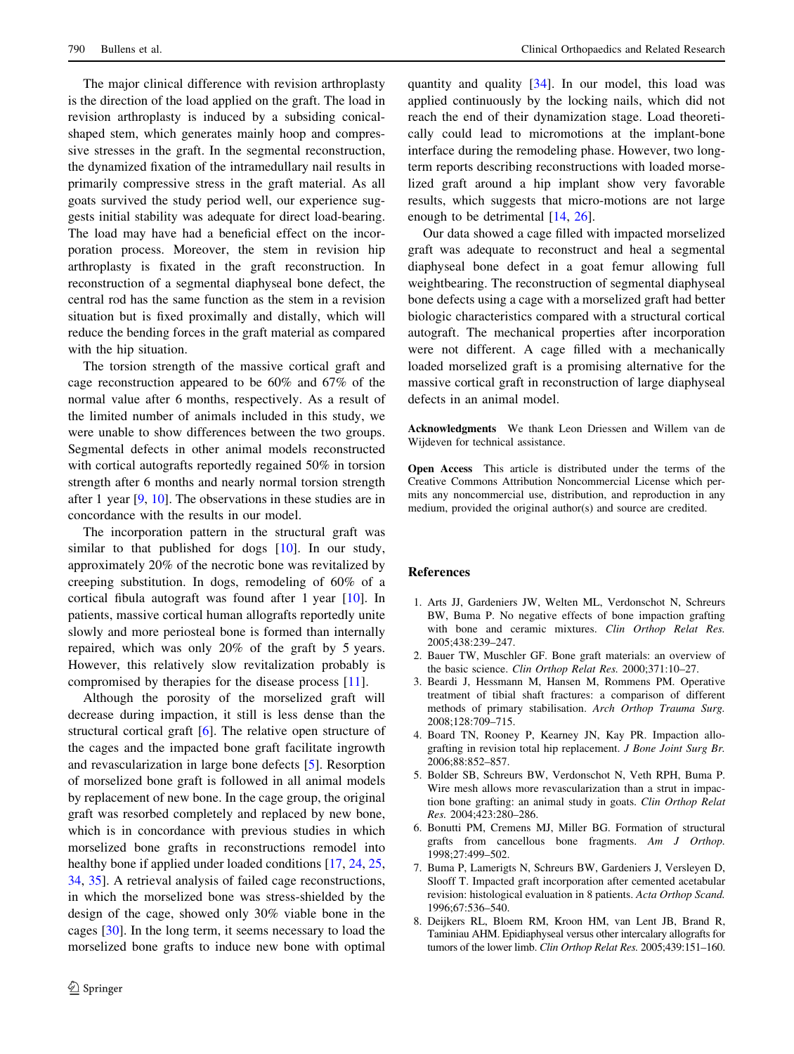The major clinical difference with revision arthroplasty is the direction of the load applied on the graft. The load in revision arthroplasty is induced by a subsiding conical-shaped stem, which generates mainly hoop and compressive stresses in the graft. In the segmental reconstruction, the dynamized fixation of the intramedullary nail results in primarily compressive stress in the graft material. As all goats survived the study period well, our experience suggests initial stability was adequate for direct load-bearing. The load may have had a beneficial effect on the incorporation process. Moreover, the stem in revision hip arthroplasty is fixated in the graft reconstruction. In reconstruction of a segmental diaphyseal bone defect, the central rod has the same function as the stem in a revision situation but is fixed proximally and distally, which will reduce the bending forces in the graft material as compared with the hip situation.

The torsion strength of the massive cortical graft and cage reconstruction appeared to be 60% and 67% of the normal value after 6 months, respectively. As a result of the limited number of animals included in this study, we were unable to show differences between the two groups. Segmental defects in other animal models reconstructed with cortical autografts reportedly regained 50% in torsion strength after 6 months and nearly normal torsion strength after 1 year [9, 10]. The observations in these studies are in concordance with the results in our model.

The incorporation pattern in the structural graft was similar to that published for dogs [10]. In our study, approximately 20% of the necrotic bone was revitalized by creeping substitution. In dogs, remodeling of 60% of a cortical fibula autograft was found after 1 year [10]. In patients, massive cortical human allografts reportedly unite slowly and more periosteal bone is formed than internally repaired, which was only 20% of the graft by 5 years. However, this relatively slow revitalization probably is compromised by therapies for the disease process [11].

Although the porosity of the morselized graft will decrease during impaction, it still is less dense than the structural cortical graft [6]. The relative open structure of the cages and the impacted bone graft facilitate ingrowth and revascularization in large bone defects [5]. Resorption of morselized bone graft is followed in all animal models by replacement of new bone. In the cage group, the original graft was resorbed completely and replaced by new bone, which is in concordance with previous studies in which morselized bone grafts in reconstructions remodel into healthy bone if applied under loaded conditions [17, 24, 25, 34, 35]. A retrieval analysis of failed cage reconstructions, in which the morselized bone was stress-shielded by the design of the cage, showed only 30% viable bone in the cages [30]. In the long term, it seems necessary to load the morselized bone grafts to induce new bone with optimal quantity and quality [34]. In our model, this load was applied continuously by the locking nails, which did not reach the end of their dynamization stage. Load theoretically could lead to micromotions at the implant-bone interface during the remodeling phase. However, two long-term reports describing reconstructions with loaded morselized graft around a hip implant show very favorable results, which suggests that micro-motions are not large enough to be detrimental [14, 26].

Our data showed a cage filled with impacted morselized graft was adequate to reconstruct and heal a segmental diaphyseal bone defect in a goat femur allowing full weightbearing. The reconstruction of segmental diaphyseal bone defects using a cage with a morselized graft had better biologic characteristics compared with a structural cortical autograft. The mechanical properties after incorporation were not different. A cage filled with a mechanically loaded morselized graft is a promising alternative for the massive cortical graft in reconstruction of large diaphyseal defects in an animal model.

**Acknowledgments** We thank Leon Driessen and Willem van de Wijdeven for technical assistance.

**Open Access** This article is distributed under the terms of the Creative Commons Attribution Noncommercial License which permits any noncommercial use, distribution, and reproduction in any medium, provided the original author(s) and source are credited.

## References

1. Arts JJ, Gardeniers JW, Welten ML, Verdonschot N, Schreurs BW, Buma P. No negative effects of bone impaction grafting with bone and ceramic mixtures. *Clin Orthop Relat Res.* 2005;438:239–247.
2. Bauer TW, Muschler GF. Bone graft materials: an overview of the basic science. *Clin Orthop Relat Res.* 2000;371:10–27.
3. Beardi J, Hessmann M, Hansen M, Rommens PM. Operative treatment of tibial shaft fractures: a comparison of different methods of primary stabilisation. *Arch Orthop Trauma Surg.* 2008;128:709–715.
4. Board TN, Rooney P, Kearney JN, Kay PR. Impaction allografting in revision total hip replacement. *J Bone Joint Surg Br.* 2006;88:852–857.
5. Bolder SB, Schreurs BW, Verdonschot N, Veth RPH, Buma P. Wire mesh allows more revascularization than a strut in impaction bone grafting: an animal study in goats. *Clin Orthop Relat Res.* 2004;423:280–286.
6. Bonutti PM, Cremens MJ, Miller BG. Formation of structural grafts from cancellous bone fragments. *Am J Orthop.* 1998;27:499–502.
7. Buma P, Lamerigts N, Schreurs BW, Gardeniers J, Versleyen D, Slooff T. Impacted graft incorporation after cemented acetabular revision: histological evaluation in 8 patients. *Acta Orthop Scand.* 1996;67:536–540.
8. Deijkers RL, Bloem RM, Kroon HM, van Lent JB, Brand R, Taminiau AHM. Epidiaphyseal versus other intercalary allografts for tumors of the lower limb. *Clin Orthop Relat Res.* 2005;439:151–160.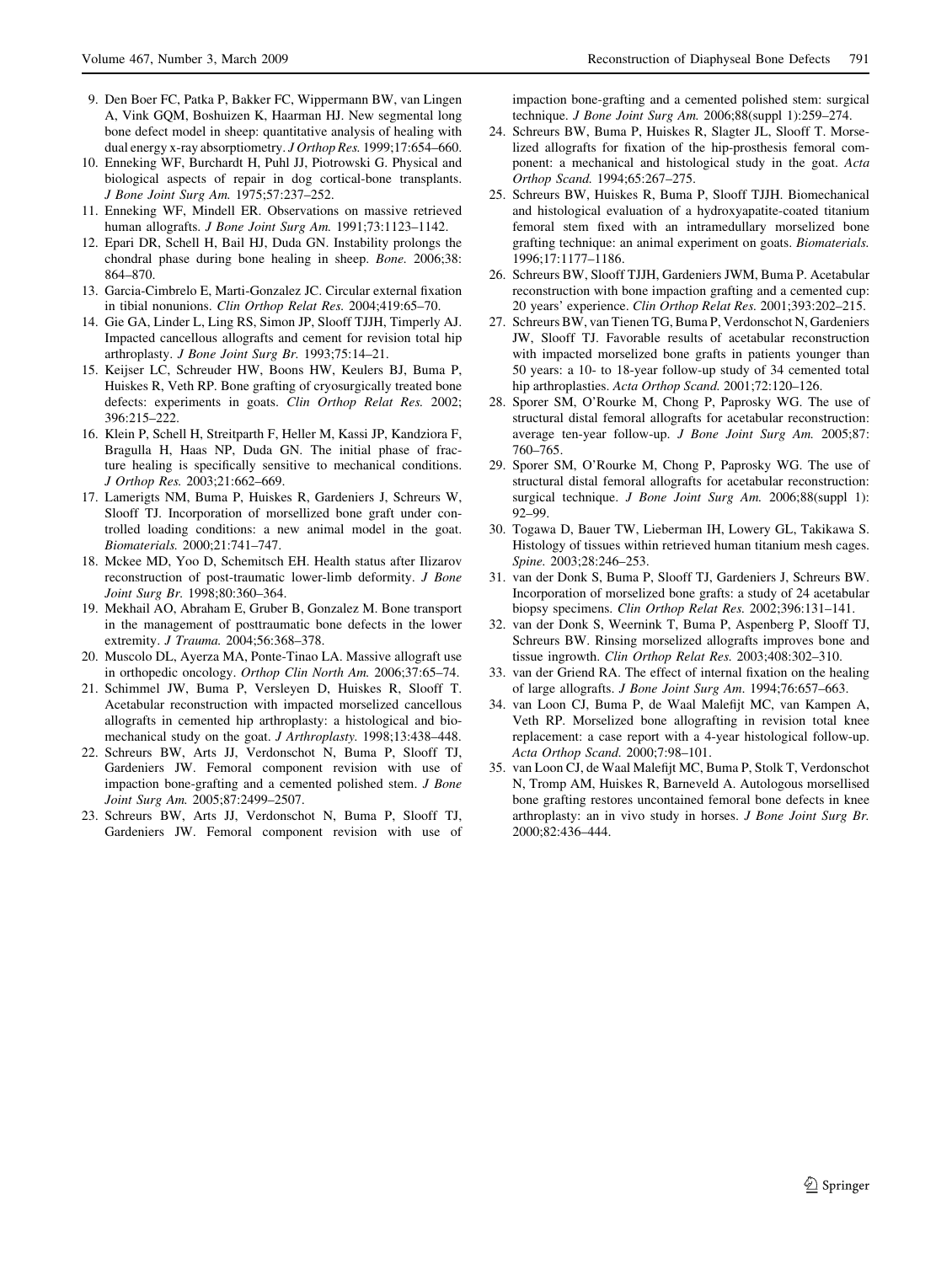9. Den Boer FC, Patka P, Bakker FC, Wippermann BW, van Lingen A, Vink GQM, Boshuizen K, Haarman HJ. New segmental long bone defect model in sheep: quantitative analysis of healing with dual energy x-ray absorptiometry. *J Orthop Res.* 1999;17:654–660.
10. Enneking WF, Burchardt H, Puhl JJ, Piotrowski G. Physical and biological aspects of repair in dog cortical-bone transplants. *J Bone Joint Surg Am.* 1975;57:237–252.
11. Enneking WF, Mindell ER. Observations on massive retrieved human allografts. *J Bone Joint Surg Am.* 1991;73:1123–1142.
12. Epari DR, Schell H, Bail HJ, Duda GN. Instability prolongs the chondral phase during bone healing in sheep. *Bone.* 2006;38:864–870.
13. Garcia-Cimbrelo E, Marti-Gonzalez JC. Circular external fixation in tibial nonunions. *Clin Orthop Relat Res.* 2004;419:65–70.
14. Gie GA, Linder L, Ling RS, Simon JP, Slooff TJJH, Timperly AJ. Impacted cancellous allografts and cement for revision total hip arthroplasty. *J Bone Joint Surg Br.* 1993;75:14–21.
15. Keijser LC, Schreuder HW, Boons HW, Keulers BJ, Buma P, Huiskes R, Veth RP. Bone grafting of cryosurgically treated bone defects: experiments in goats. *Clin Orthop Relat Res.* 2002;396:215–222.
16. Klein P, Schell H, Streitparth F, Heller M, Kassi JP, Kandziora F, Bragulla H, Haas NP, Duda GN. The initial phase of fracture healing is specifically sensitive to mechanical conditions. *J Orthop Res.* 2003;21:662–669.
17. Lamerigts NM, Buma P, Huiskes R, Gardeniers J, Schreurs W, Slooff TJ. Incorporation of morsellized bone graft under controlled loading conditions: a new animal model in the goat. *Biomaterials.* 2000;21:741–747.
18. Mckee MD, Yoo D, Schemitsch EH. Health status after Ilizarov reconstruction of post-traumatic lower-limb deformity. *J Bone Joint Surg Br.* 1998;80:360–364.
19. Mekhail AO, Abraham E, Gruber B, Gonzalez M. Bone transport in the management of posttraumatic bone defects in the lower extremity. *J Trauma.* 2004;56:368–378.
20. Muscolo DL, Ayerza MA, Ponte-Tinao LA. Massive allograft use in orthopedic oncology. *Orthop Clin North Am.* 2006;37:65–74.
21. Schimmel JW, Buma P, Versleyen D, Huiskes R, Slooff T. Acetabular reconstruction with impacted morselized cancellous allografts in cemented hip arthroplasty: a histological and biomechanical study on the goat. *J Arthroplasty.* 1998;13:438–448.
22. Schreurs BW, Arts JJ, Verdonschot N, Buma P, Slooff TJ, Gardeniers JW. Femoral component revision with use of impaction bone-grafting and a cemented polished stem. *J Bone Joint Surg Am.* 2005;87:2499–2507.
23. Schreurs BW, Arts JJ, Verdonschot N, Buma P, Slooff TJ, Gardeniers JW. Femoral component revision with use of impaction bone-grafting and a cemented polished stem: surgical technique. *J Bone Joint Surg Am.* 2006;88(suppl 1):259–274.
24. Schreurs BW, Buma P, Huiskes R, Slagter JL, Slooff T. Morselized allografts for fixation of the hip-prosthesis femoral component: a mechanical and histological study in the goat. *Acta Orthop Scand.* 1994;65:267–275.
25. Schreurs BW, Huiskes R, Buma P, Slooff TJJH. Biomechanical and histological evaluation of a hydroxyapatite-coated titanium femoral stem fixed with an intramedullary morselized bone grafting technique: an animal experiment on goats. *Biomaterials.* 1996;17:1177–1186.
26. Schreurs BW, Slooff TJJH, Gardeniers JWM, Buma P. Acetabular reconstruction with bone impaction grafting and a cemented cup: 20 years' experience. *Clin Orthop Relat Res.* 2001;393:202–215.
27. Schreurs BW, van Tienen TG, Buma P, Verdonschot N, Gardeniers JW, Slooff TJ. Favorable results of acetabular reconstruction with impacted morselized bone grafts in patients younger than 50 years: a 10- to 18-year follow-up study of 34 cemented total hip arthroplasties. *Acta Orthop Scand.* 2001;72:120–126.
28. Sporer SM, O'Rourke M, Chong P, Paprosky WG. The use of structural distal femoral allografts for acetabular reconstruction: average ten-year follow-up. *J Bone Joint Surg Am.* 2005;87:760–765.
29. Sporer SM, O'Rourke M, Chong P, Paprosky WG. The use of structural distal femoral allografts for acetabular reconstruction: surgical technique. *J Bone Joint Surg Am.* 2006;88(suppl 1):92–99.
30. Togawa D, Bauer TW, Lieberman IH, Lowery GL, Takikawa S. Histology of tissues within retrieved human titanium mesh cages. *Spine.* 2003;28:246–253.
31. van der Donk S, Buma P, Slooff TJ, Gardeniers J, Schreurs BW. Incorporation of morselized bone grafts: a study of 24 acetabular biopsy specimens. *Clin Orthop Relat Res.* 2002;396:131–141.
32. van der Donk S, Weernink T, Buma P, Aspenberg P, Slooff TJ, Schreurs BW. Rinsing morselized allografts improves bone and tissue ingrowth. *Clin Orthop Relat Res.* 2003;408:302–310.
33. van der Griend RA. The effect of internal fixation on the healing of large allografts. *J Bone Joint Surg Am.* 1994;76:657–663.
34. van Loon CJ, Buma P, de Waal Malefijt MC, van Kampen A, Veth RP. Morselized bone allografting in revision total knee replacement: a case report with a 4-year histological follow-up. *Acta Orthop Scand.* 2000;7:98–101.
35. van Loon CJ, de Waal Malefijt MC, Buma P, Stolk T, Verdonschot N, Tromp AM, Huiskes R, Barneveld A. Autologous morsellised bone grafting restores uncontained femoral bone defects in knee arthroplasty: an in vivo study in horses. *J Bone Joint Surg Br.* 2000;82:436–444.